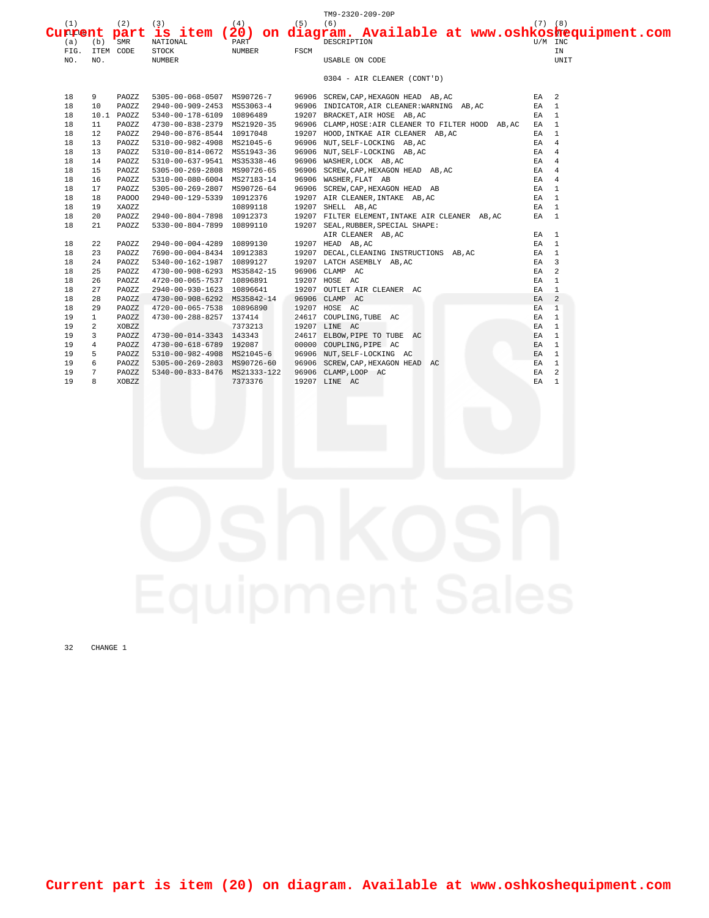Current part is item (20) on diagram. Available at www.oshkoshequipment.com

| (1) FIG. NO. (a) | ITEM NO. (b) | (2) SMR CODE | (3) NATIONAL STOCK NUMBER | (4) PART NUMBER | (5) FSCM | (6) DESCRIPTION USABLE ON CODE | (7) U/M | (8) QTY INC IN UNIT |
|---|---|---|---|---|---|---|---|---|
| | | | | | | 0304 - AIR CLEANER (CONT'D) | | |
| 18 | 9 | PAOZZ | 5305-00-068-0507 | MS90726-7 | 96906 | SCREW,CAP,HEXAGON HEAD AB,AC | EA | 2 |
| 18 | 10 | PAOZZ | 2940-00-909-2453 | MS53063-4 | 96906 | INDICATOR,AIR CLEANER:WARNING AB,AC | EA | 1 |
| 18 | 10.1 | PAOZZ | 5340-00-178-6109 | 10896489 | 19207 | BRACKET,AIR HOSE AB,AC | EA | 1 |
| 18 | 11 | PAOZZ | 4730-00-838-2379 | MS21920-35 | 96906 | CLAMP,HOSE:AIR CLEANER TO FILTER HOOD AB,AC | EA | 1 |
| 18 | 12 | PAOZZ | 2940-00-876-8544 | 10917048 | 19207 | HOOD,INTKAE AIR CLEANER AB,AC | EA | 1 |
| 18 | 13 | PAOZZ | 5310-00-982-4908 | MS21045-6 | 96906 | NUT,SELF-LOCKING AB,AC | EA | 4 |
| 18 | 13 | PAOZZ | 5310-00-814-0672 | MS51943-36 | 96906 | NUT,SELF-LOCKING AB,AC | EA | 4 |
| 18 | 14 | PAOZZ | 5310-00-637-9541 | MS35338-46 | 96906 | WASHER,LOCK AB,AC | EA | 4 |
| 18 | 15 | PAOZZ | 5305-00-269-2808 | MS90726-65 | 96906 | SCREW,CAP,HEXAGON HEAD AB,AC | EA | 4 |
| 18 | 16 | PAOZZ | 5310-00-080-6004 | MS27183-14 | 96906 | WASHER,FLAT AB | EA | 4 |
| 18 | 17 | PAOZZ | 5305-00-269-2807 | MS90726-64 | 96906 | SCREW,CAP,HEXAGON HEAD AB | EA | 1 |
| 18 | 18 | PAOOO | 2940-00-129-5339 | 10912376 | 19207 | AIR CLEANER,INTAKE AB,AC | EA | 1 |
| 18 | 19 | XAOZZ | | 10899118 | 19207 | SHELL AB,AC | EA | 1 |
| 18 | 20 | PAOZZ | 2940-00-804-7898 | 10912373 | 19207 | FILTER ELEMENT,INTAKE AIR CLEANER AB,AC | EA | 1 |
| 18 | 21 | PAOZZ | 5330-00-804-7899 | 10899110 | 19207 | SEAL,RUBBER,SPECIAL SHAPE: AIR CLEANER AB,AC | EA | 1 |
| 18 | 22 | PAOZZ | 2940-00-004-4289 | 10899130 | 19207 | HEAD AB,AC | EA | 1 |
| 18 | 23 | PAOZZ | 7690-00-004-8434 | 10912383 | 19207 | DECAL,CLEANING INSTRUCTIONS AB,AC | EA | 1 |
| 18 | 24 | PAOZZ | 5340-00-162-1987 | 10899127 | 19207 | LATCH ASEMBLY AB,AC | EA | 3 |
| 18 | 25 | PAOZZ | 4730-00-908-6293 | MS35842-15 | 96906 | CLAMP AC | EA | 2 |
| 18 | 26 | PAOZZ | 4720-00-065-7537 | 10896891 | 19207 | HOSE AC | EA | 1 |
| 18 | 27 | PAOZZ | 2940-00-930-1623 | 10896641 | 19207 | OUTLET AIR CLEANER AC | EA | 1 |
| 18 | 28 | PAOZZ | 4730-00-908-6292 | MS35842-14 | 96906 | CLAMP AC | EA | 2 |
| 18 | 29 | PAOZZ | 4720-00-065-7538 | 10896890 | 19207 | HOSE AC | EA | 1 |
| 19 | 1 | PAOZZ | 4730-00-288-8257 | 137414 | 24617 | COUPLING,TUBE AC | EA | 1 |
| 19 | 2 | XOBZZ | | 7373213 | 19207 | LINE AC | EA | 1 |
| 19 | 3 | PAOZZ | 4730-00-014-3343 | 143343 | 24617 | ELBOW,PIPE TO TUBE AC | EA | 1 |
| 19 | 4 | PAOZZ | 4730-00-618-6789 | 192087 | 00000 | COUPLING,PIPE AC | EA | 1 |
| 19 | 5 | PAOZZ | 5310-00-982-4908 | MS21045-6 | 96906 | NUT,SELF-LOCKING AC | EA | 1 |
| 19 | 6 | PAOZZ | 5305-00-269-2803 | MS90726-60 | 96906 | SCREW,CAP,HEXAGON HEAD AC | EA | 1 |
| 19 | 7 | PAOZZ | 5340-00-833-8476 | MS21333-122 | 96906 | CLAMP,LOOP AC | EA | 2 |
| 19 | 8 | XOBZZ | | 7373376 | 19207 | LINE AC | EA | 1 |

CHANGE 1

Current part is item (20) on diagram. Available at www.oshkoshequipment.com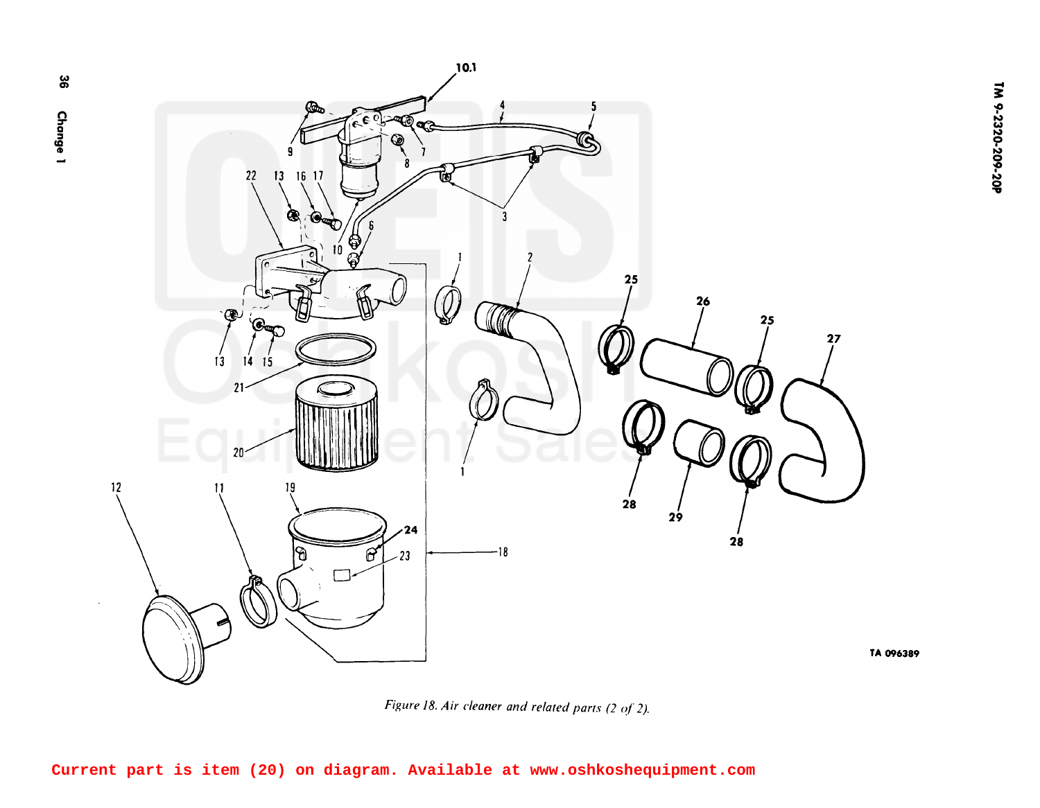10.1

4

5

9

7

8

22 13 16 17

3

10

6

1

2

25

26

25

27

13 14 15

21

20

1

28

29

28

12

11

19

24

23

18

TA 096389

*Figure 18. Air cleaner and related parts (2 of 2).*

Current part is item (20) on diagram. Available at www.oshkoshequipment.com